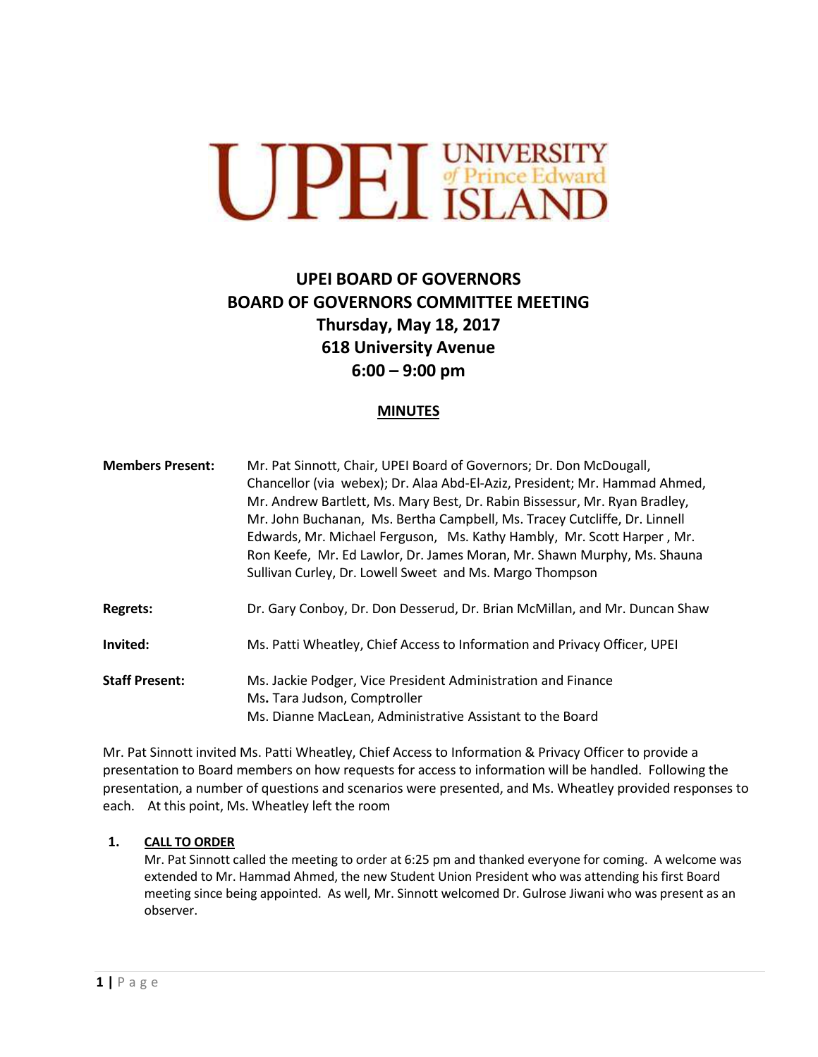# UPEI UNIVERSITY of Prince Edward ISLAND

## UPEI BOARD OF GOVERNORS
## BOARD OF GOVERNORS COMMITTEE MEETING
## Thursday, May 18, 2017
## 618 University Avenue
## 6:00 – 9:00 pm

**MINUTES**

| | |
|---|---|
| **Members Present:** | Mr. Pat Sinnott, Chair, UPEI Board of Governors; Dr. Don McDougall, Chancellor (via webex); Dr. Alaa Abd-El-Aziz, President; Mr. Hammad Ahmed, Mr. Andrew Bartlett, Ms. Mary Best, Dr. Rabin Bissessur, Mr. Ryan Bradley, Mr. John Buchanan, Ms. Bertha Campbell, Ms. Tracey Cutcliffe, Dr. Linnell Edwards, Mr. Michael Ferguson, Ms. Kathy Hambly, Mr. Scott Harper , Mr. Ron Keefe, Mr. Ed Lawlor, Dr. James Moran, Mr. Shawn Murphy, Ms. Shauna Sullivan Curley, Dr. Lowell Sweet and Ms. Margo Thompson |
| **Regrets:** | Dr. Gary Conboy, Dr. Don Desserud, Dr. Brian McMillan, and Mr. Duncan Shaw |
| **Invited:** | Ms. Patti Wheatley, Chief Access to Information and Privacy Officer, UPEI |
| **Staff Present:** | Ms. Jackie Podger, Vice President Administration and Finance<br>Ms**.** Tara Judson, Comptroller<br>Ms. Dianne MacLean, Administrative Assistant to the Board |

Mr. Pat Sinnott invited Ms. Patti Wheatley, Chief Access to Information & Privacy Officer to provide a presentation to Board members on how requests for access to information will be handled. Following the presentation, a number of questions and scenarios were presented, and Ms. Wheatley provided responses to each. At this point, Ms. Wheatley left the room

**1. CALL TO ORDER**

Mr. Pat Sinnott called the meeting to order at 6:25 pm and thanked everyone for coming. A welcome was extended to Mr. Hammad Ahmed, the new Student Union President who was attending his first Board meeting since being appointed. As well, Mr. Sinnott welcomed Dr. Gulrose Jiwani who was present as an observer.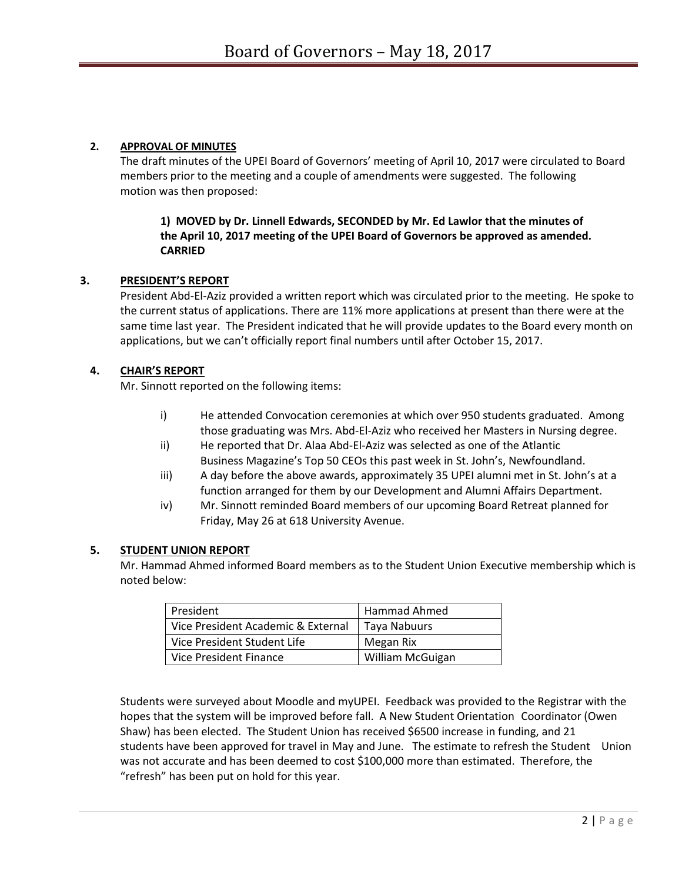## 2. APPROVAL OF MINUTES

The draft minutes of the UPEI Board of Governors' meeting of April 10, 2017 were circulated to Board members prior to the meeting and a couple of amendments were suggested. The following motion was then proposed:

> **1) MOVED by Dr. Linnell Edwards, SECONDED by Mr. Ed Lawlor that the minutes of the April 10, 2017 meeting of the UPEI Board of Governors be approved as amended. CARRIED**

## 3. PRESIDENT'S REPORT

President Abd-El-Aziz provided a written report which was circulated prior to the meeting. He spoke to the current status of applications. There are 11% more applications at present than there were at the same time last year. The President indicated that he will provide updates to the Board every month on applications, but we can't officially report final numbers until after October 15, 2017.

## 4. CHAIR'S REPORT

Mr. Sinnott reported on the following items:

i) He attended Convocation ceremonies at which over 950 students graduated. Among those graduating was Mrs. Abd-El-Aziz who received her Masters in Nursing degree.

ii) He reported that Dr. Alaa Abd-El-Aziz was selected as one of the Atlantic Business Magazine's Top 50 CEOs this past week in St. John's, Newfoundland.

iii) A day before the above awards, approximately 35 UPEI alumni met in St. John's at a function arranged for them by our Development and Alumni Affairs Department.

iv) Mr. Sinnott reminded Board members of our upcoming Board Retreat planned for Friday, May 26 at 618 University Avenue.

## 5. STUDENT UNION REPORT

Mr. Hammad Ahmed informed Board members as to the Student Union Executive membership which is noted below:

| President | Hammad Ahmed |
|---|---|
| Vice President Academic & External | Taya Nabuurs |
| Vice President Student Life | Megan Rix |
| Vice President Finance | William McGuigan |

Students were surveyed about Moodle and myUPEI. Feedback was provided to the Registrar with the hopes that the system will be improved before fall. A New Student Orientation Coordinator (Owen Shaw) has been elected. The Student Union has received $6500 increase in funding, and 21 students have been approved for travel in May and June. The estimate to refresh the Student Union was not accurate and has been deemed to cost $100,000 more than estimated. Therefore, the "refresh" has been put on hold for this year.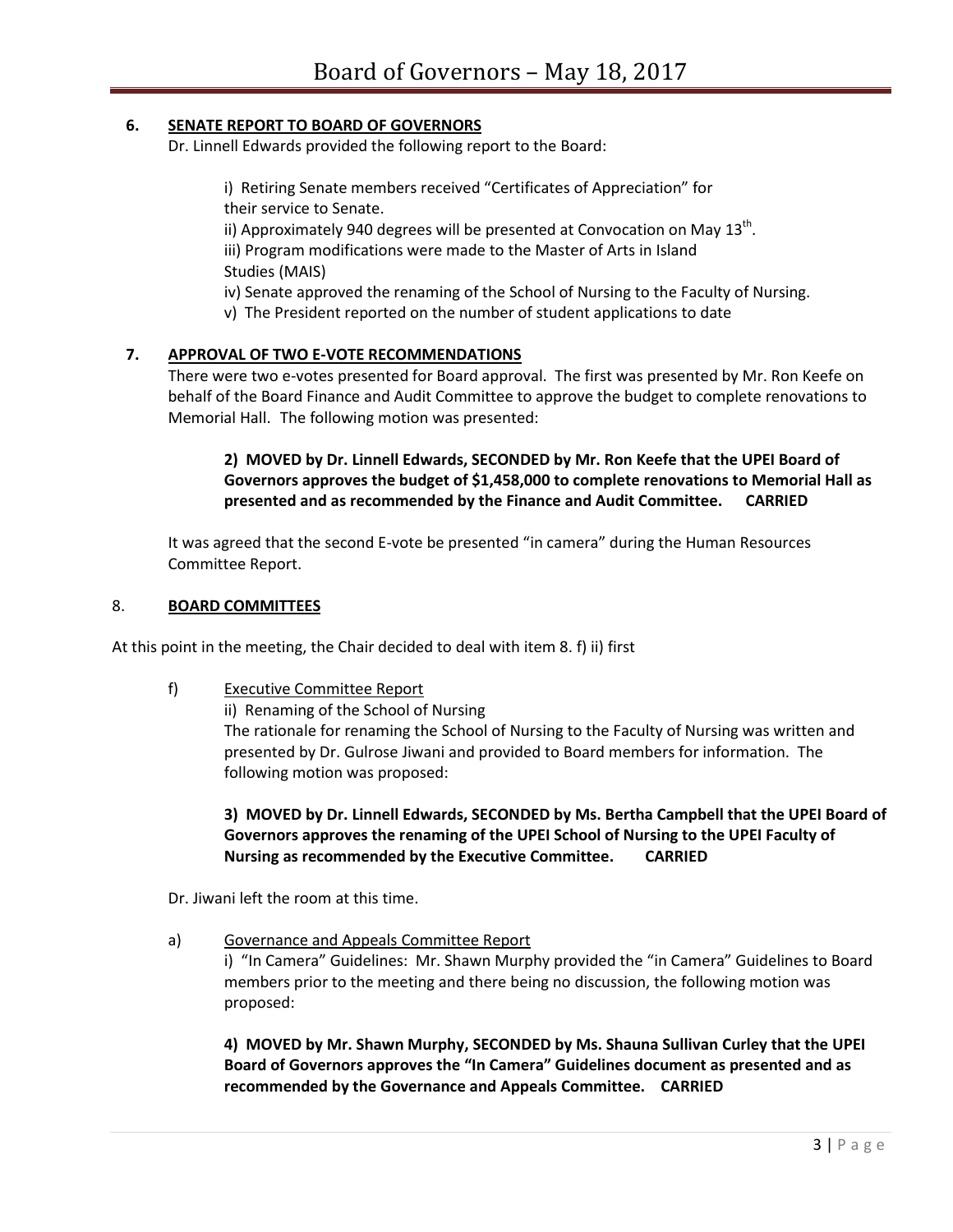## 6. SENATE REPORT TO BOARD OF GOVERNORS

Dr. Linnell Edwards provided the following report to the Board:

i) Retiring Senate members received "Certificates of Appreciation" for their service to Senate.
ii) Approximately 940 degrees will be presented at Convocation on May 13th.
iii) Program modifications were made to the Master of Arts in Island Studies (MAIS)
iv) Senate approved the renaming of the School of Nursing to the Faculty of Nursing.
v) The President reported on the number of student applications to date

## 7. APPROVAL OF TWO E-VOTE RECOMMENDATIONS

There were two e-votes presented for Board approval. The first was presented by Mr. Ron Keefe on behalf of the Board Finance and Audit Committee to approve the budget to complete renovations to Memorial Hall. The following motion was presented:

**2) MOVED by Dr. Linnell Edwards, SECONDED by Mr. Ron Keefe that the UPEI Board of Governors approves the budget of $1,458,000 to complete renovations to Memorial Hall as presented and as recommended by the Finance and Audit Committee. CARRIED**

It was agreed that the second E-vote be presented "in camera" during the Human Resources Committee Report.

## 8. BOARD COMMITTEES

At this point in the meeting, the Chair decided to deal with item 8. f) ii) first

f) Executive Committee Report

ii) Renaming of the School of Nursing
The rationale for renaming the School of Nursing to the Faculty of Nursing was written and presented by Dr. Gulrose Jiwani and provided to Board members for information. The following motion was proposed:

**3) MOVED by Dr. Linnell Edwards, SECONDED by Ms. Bertha Campbell that the UPEI Board of Governors approves the renaming of the UPEI School of Nursing to the UPEI Faculty of Nursing as recommended by the Executive Committee. CARRIED**

Dr. Jiwani left the room at this time.

a) Governance and Appeals Committee Report

i) "In Camera" Guidelines: Mr. Shawn Murphy provided the "in Camera" Guidelines to Board members prior to the meeting and there being no discussion, the following motion was proposed:

**4) MOVED by Mr. Shawn Murphy, SECONDED by Ms. Shauna Sullivan Curley that the UPEI Board of Governors approves the "In Camera" Guidelines document as presented and as recommended by the Governance and Appeals Committee. CARRIED**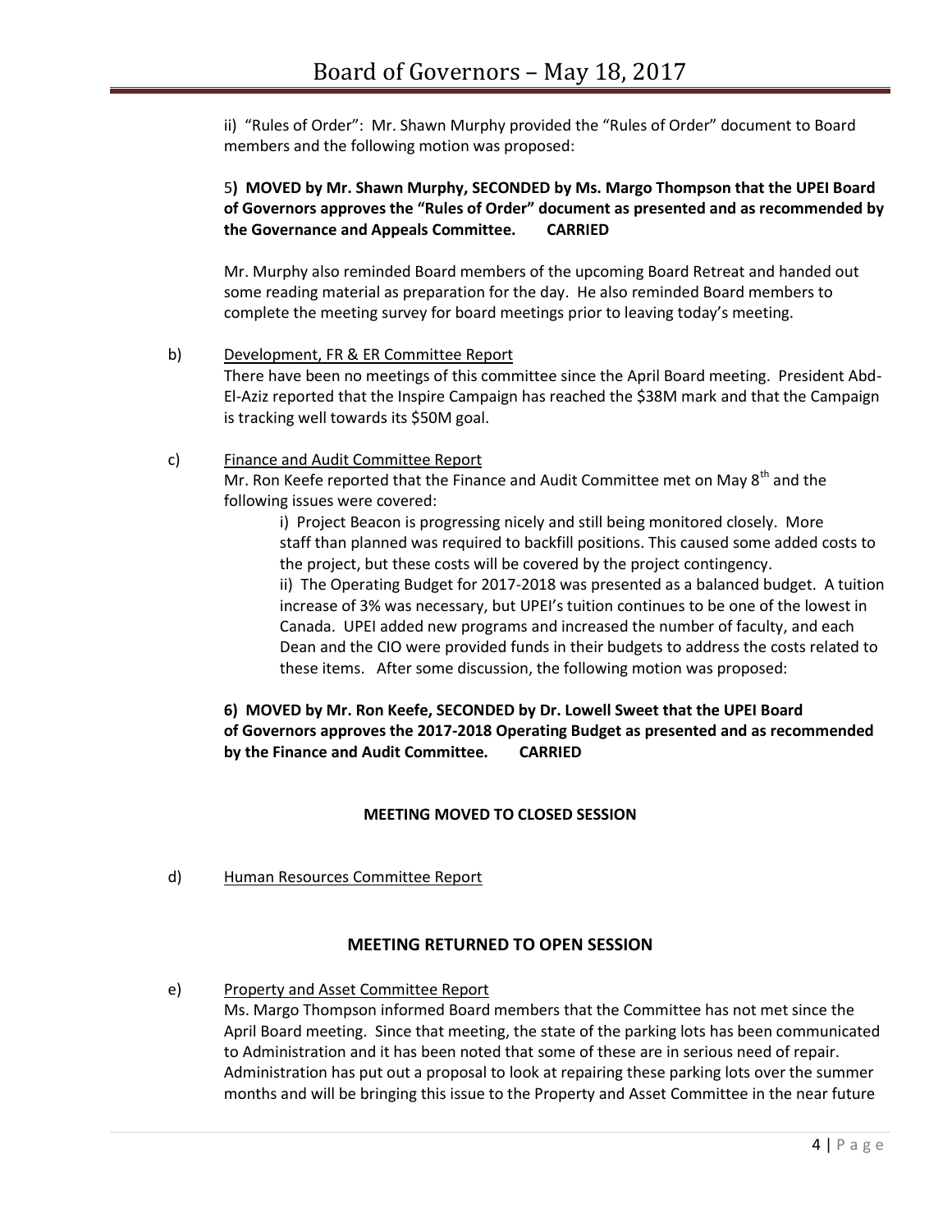ii) "Rules of Order": Mr. Shawn Murphy provided the "Rules of Order" document to Board members and the following motion was proposed:

**5) MOVED by Mr. Shawn Murphy, SECONDED by Ms. Margo Thompson that the UPEI Board of Governors approves the "Rules of Order" document as presented and as recommended by the Governance and Appeals Committee. CARRIED**

Mr. Murphy also reminded Board members of the upcoming Board Retreat and handed out some reading material as preparation for the day. He also reminded Board members to complete the meeting survey for board meetings prior to leaving today's meeting.

b) Development, FR & ER Committee Report

There have been no meetings of this committee since the April Board meeting. President Abd-El-Aziz reported that the Inspire Campaign has reached the $38M mark and that the Campaign is tracking well towards its $50M goal.

c) Finance and Audit Committee Report

Mr. Ron Keefe reported that the Finance and Audit Committee met on May 8th and the following issues were covered:

i) Project Beacon is progressing nicely and still being monitored closely. More staff than planned was required to backfill positions. This caused some added costs to the project, but these costs will be covered by the project contingency.

ii) The Operating Budget for 2017-2018 was presented as a balanced budget. A tuition increase of 3% was necessary, but UPEI's tuition continues to be one of the lowest in Canada. UPEI added new programs and increased the number of faculty, and each Dean and the CIO were provided funds in their budgets to address the costs related to these items. After some discussion, the following motion was proposed:

**6) MOVED by Mr. Ron Keefe, SECONDED by Dr. Lowell Sweet that the UPEI Board of Governors approves the 2017-2018 Operating Budget as presented and as recommended by the Finance and Audit Committee. CARRIED**

**MEETING MOVED TO CLOSED SESSION**

d) Human Resources Committee Report

**MEETING RETURNED TO OPEN SESSION**

e) Property and Asset Committee Report

Ms. Margo Thompson informed Board members that the Committee has not met since the April Board meeting. Since that meeting, the state of the parking lots has been communicated to Administration and it has been noted that some of these are in serious need of repair. Administration has put out a proposal to look at repairing these parking lots over the summer months and will be bringing this issue to the Property and Asset Committee in the near future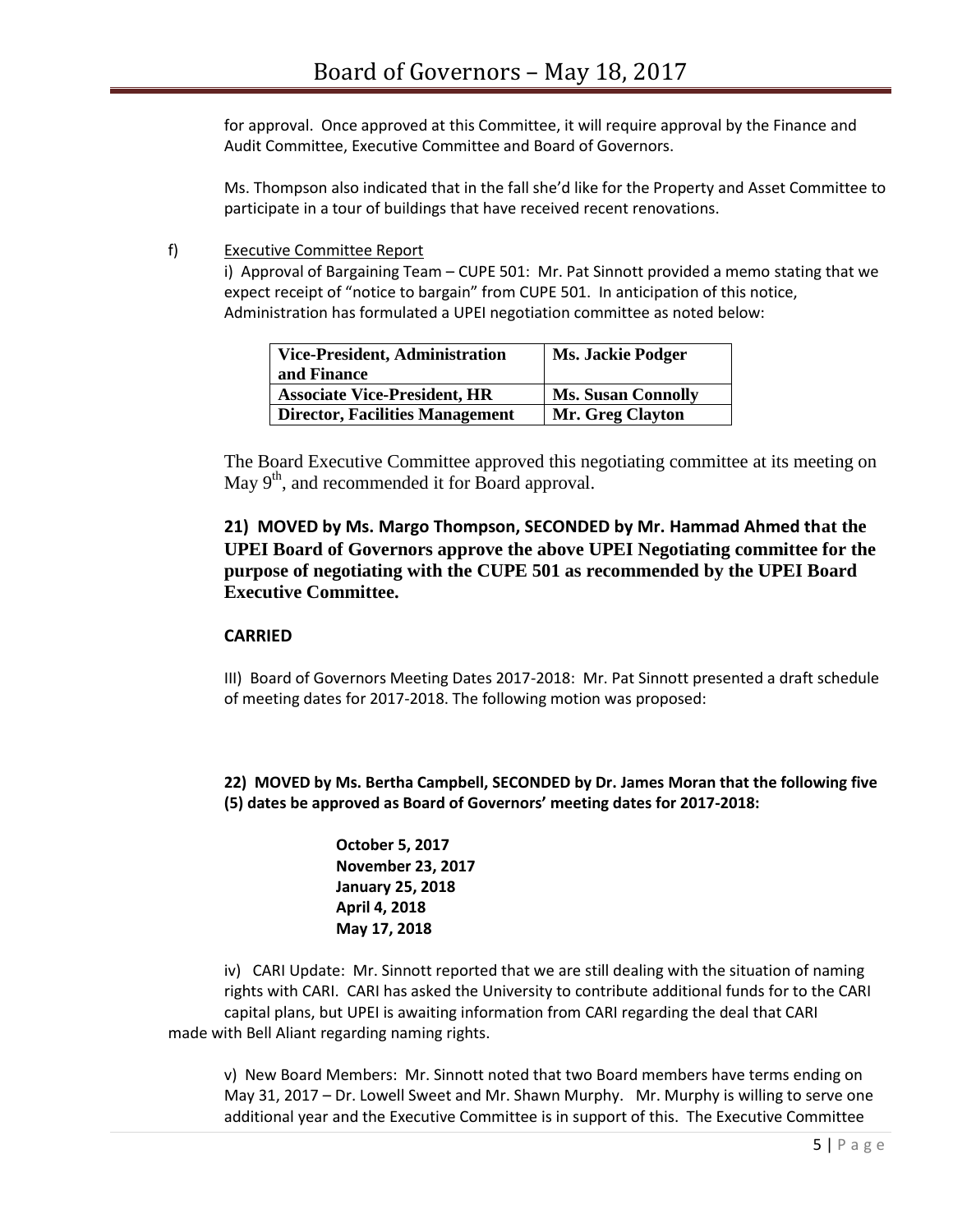for approval. Once approved at this Committee, it will require approval by the Finance and Audit Committee, Executive Committee and Board of Governors.

Ms. Thompson also indicated that in the fall she'd like for the Property and Asset Committee to participate in a tour of buildings that have received recent renovations.

f) Executive Committee Report

i) Approval of Bargaining Team – CUPE 501: Mr. Pat Sinnott provided a memo stating that we expect receipt of "notice to bargain" from CUPE 501. In anticipation of this notice, Administration has formulated a UPEI negotiation committee as noted below:

| Vice-President, Administration and Finance | Ms. Jackie Podger |
|---|---|
| Associate Vice-President, HR | Ms. Susan Connolly |
| Director, Facilities Management | Mr. Greg Clayton |

The Board Executive Committee approved this negotiating committee at its meeting on May 9th, and recommended it for Board approval.

**21) MOVED by Ms. Margo Thompson, SECONDED by Mr. Hammad Ahmed that the UPEI Board of Governors approve the above UPEI Negotiating committee for the purpose of negotiating with the CUPE 501 as recommended by the UPEI Board Executive Committee.**

**CARRIED**

III) Board of Governors Meeting Dates 2017-2018: Mr. Pat Sinnott presented a draft schedule of meeting dates for 2017-2018. The following motion was proposed:

**22) MOVED by Ms. Bertha Campbell, SECONDED by Dr. James Moran that the following five (5) dates be approved as Board of Governors' meeting dates for 2017-2018:**

**October 5, 2017**
**November 23, 2017**
**January 25, 2018**
**April 4, 2018**
**May 17, 2018**

iv) CARI Update: Mr. Sinnott reported that we are still dealing with the situation of naming rights with CARI. CARI has asked the University to contribute additional funds for to the CARI capital plans, but UPEI is awaiting information from CARI regarding the deal that CARI made with Bell Aliant regarding naming rights.

v) New Board Members: Mr. Sinnott noted that two Board members have terms ending on May 31, 2017 – Dr. Lowell Sweet and Mr. Shawn Murphy. Mr. Murphy is willing to serve one additional year and the Executive Committee is in support of this. The Executive Committee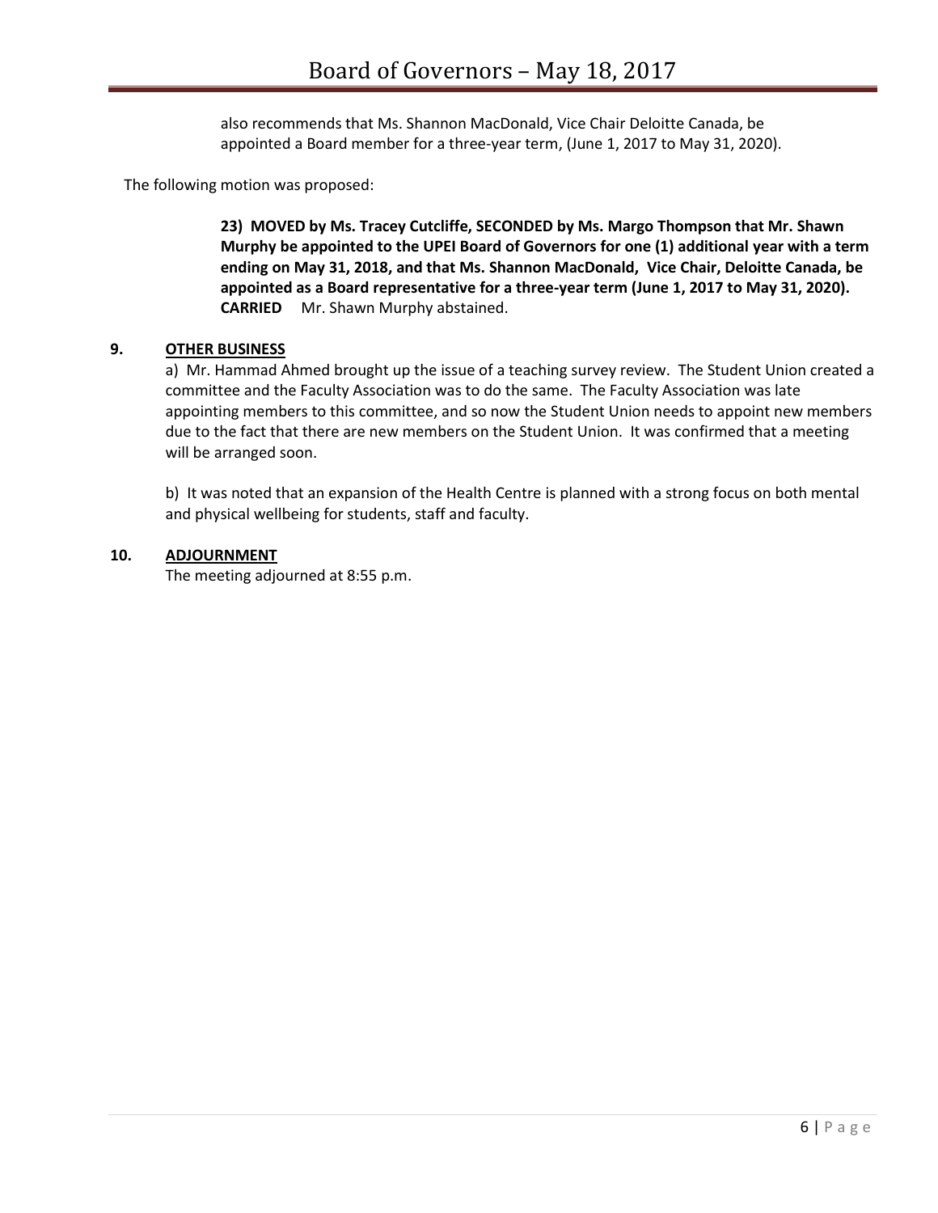also recommends that Ms. Shannon MacDonald, Vice Chair Deloitte Canada, be appointed a Board member for a three-year term, (June 1, 2017 to May 31, 2020).

The following motion was proposed:

> **23) MOVED by Ms. Tracey Cutcliffe, SECONDED by Ms. Margo Thompson that Mr. Shawn Murphy be appointed to the UPEI Board of Governors for one (1) additional year with a term ending on May 31, 2018, and that Ms. Shannon MacDonald, Vice Chair, Deloitte Canada, be appointed as a Board representative for a three-year term (June 1, 2017 to May 31, 2020).**
> **CARRIED** Mr. Shawn Murphy abstained.

## 9. OTHER BUSINESS

a) Mr. Hammad Ahmed brought up the issue of a teaching survey review. The Student Union created a committee and the Faculty Association was to do the same. The Faculty Association was late appointing members to this committee, and so now the Student Union needs to appoint new members due to the fact that there are new members on the Student Union. It was confirmed that a meeting will be arranged soon.

b) It was noted that an expansion of the Health Centre is planned with a strong focus on both mental and physical wellbeing for students, staff and faculty.

## 10. ADJOURNMENT

The meeting adjourned at 8:55 p.m.